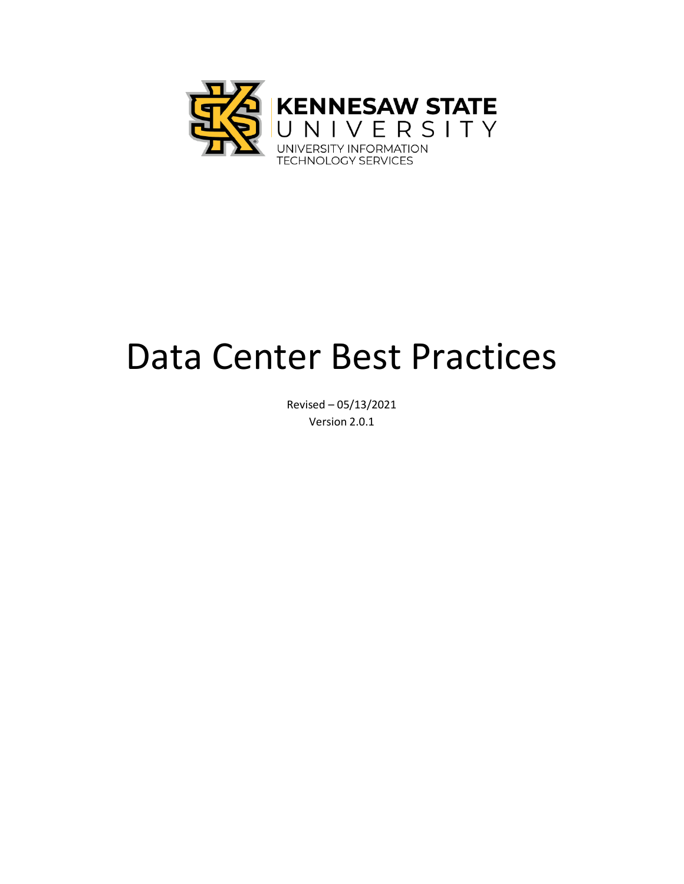KENNESAW STATE UNIVERSITY

UNIVERSITY INFORMATION TECHNOLOGY SERVICES

# Data Center Best Practices

Revised – 05/13/2021

Version 2.0.1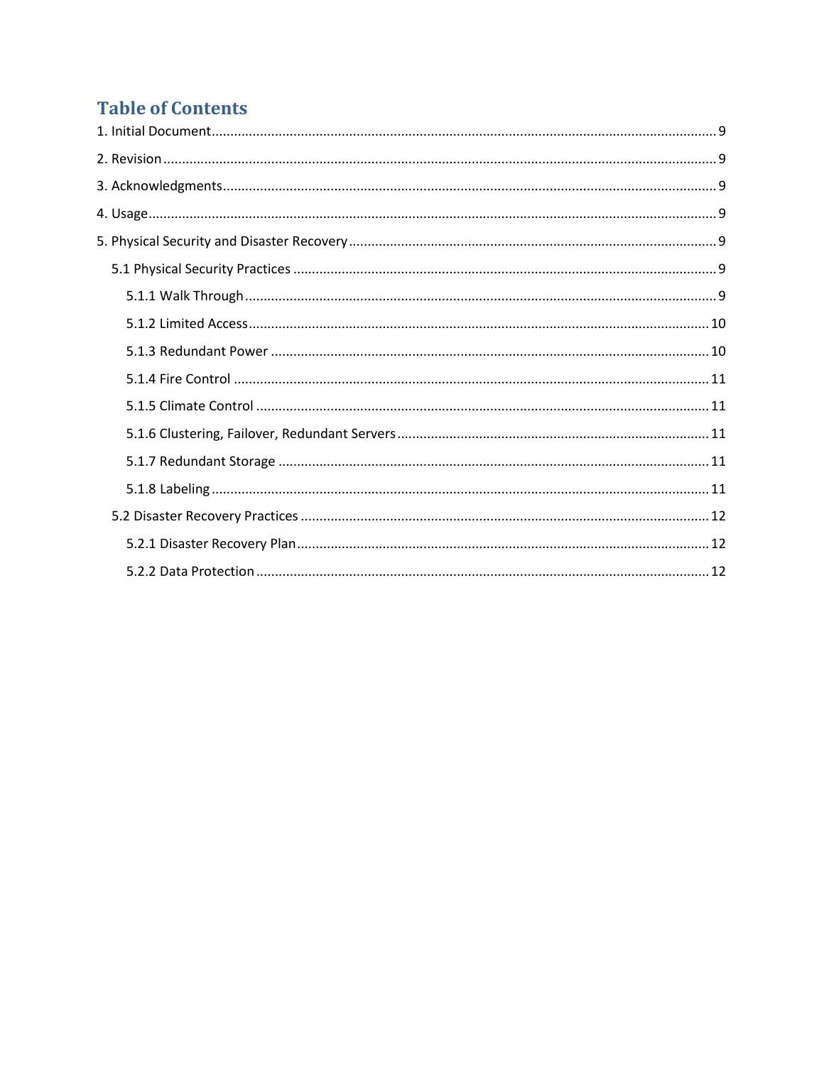## Table of Contents

1. Initial Document ........ 9

2. Revision ........ 9

3. Acknowledgments ........ 9

4. Usage ........ 9

5. Physical Security and Disaster Recovery ........ 9

- 5.1 Physical Security Practices ........ 9
  - 5.1.1 Walk Through ........ 9
  - 5.1.2 Limited Access ........ 10
  - 5.1.3 Redundant Power ........ 10
  - 5.1.4 Fire Control ........ 11
  - 5.1.5 Climate Control ........ 11
  - 5.1.6 Clustering, Failover, Redundant Servers ........ 11
  - 5.1.7 Redundant Storage ........ 11
  - 5.1.8 Labeling ........ 11
- 5.2 Disaster Recovery Practices ........ 12
  - 5.2.1 Disaster Recovery Plan ........ 12
  - 5.2.2 Data Protection ........ 12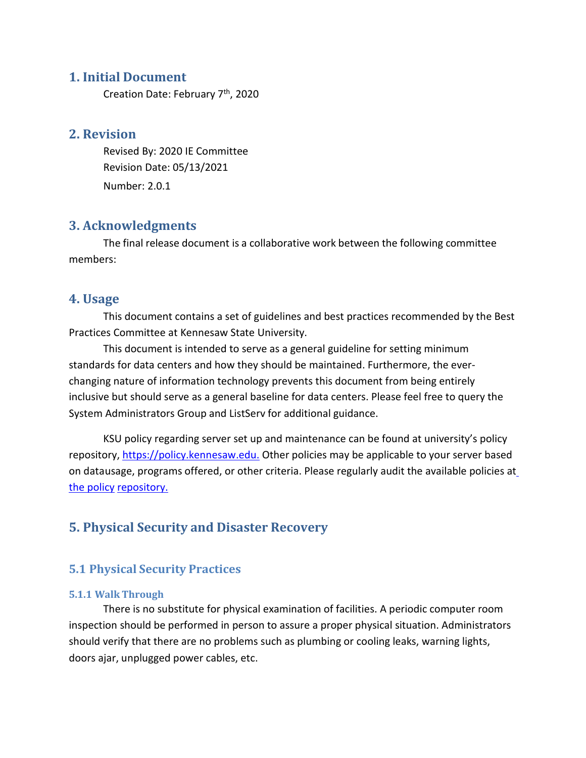## 1. Initial Document

Creation Date: February 7th, 2020

## 2. Revision

Revised By: 2020 IE Committee

Revision Date: 05/13/2021

Number: 2.0.1

## 3. Acknowledgments

The final release document is a collaborative work between the following committee members:

## 4. Usage

This document contains a set of guidelines and best practices recommended by the Best Practices Committee at Kennesaw State University.

This document is intended to serve as a general guideline for setting minimum standards for data centers and how they should be maintained. Furthermore, the ever-changing nature of information technology prevents this document from being entirely inclusive but should serve as a general baseline for data centers. Please feel free to query the System Administrators Group and ListServ for additional guidance.

KSU policy regarding server set up and maintenance can be found at university's policy repository, [https://policy.kennesaw.edu.](https://policy.kennesaw.edu) Other policies may be applicable to your server based on datausage, programs offered, or other criteria. Please regularly audit the available policies at the policy repository.

## 5. Physical Security and Disaster Recovery

### 5.1 Physical Security Practices

#### 5.1.1 Walk Through

There is no substitute for physical examination of facilities. A periodic computer room inspection should be performed in person to assure a proper physical situation. Administrators should verify that there are no problems such as plumbing or cooling leaks, warning lights, doors ajar, unplugged power cables, etc.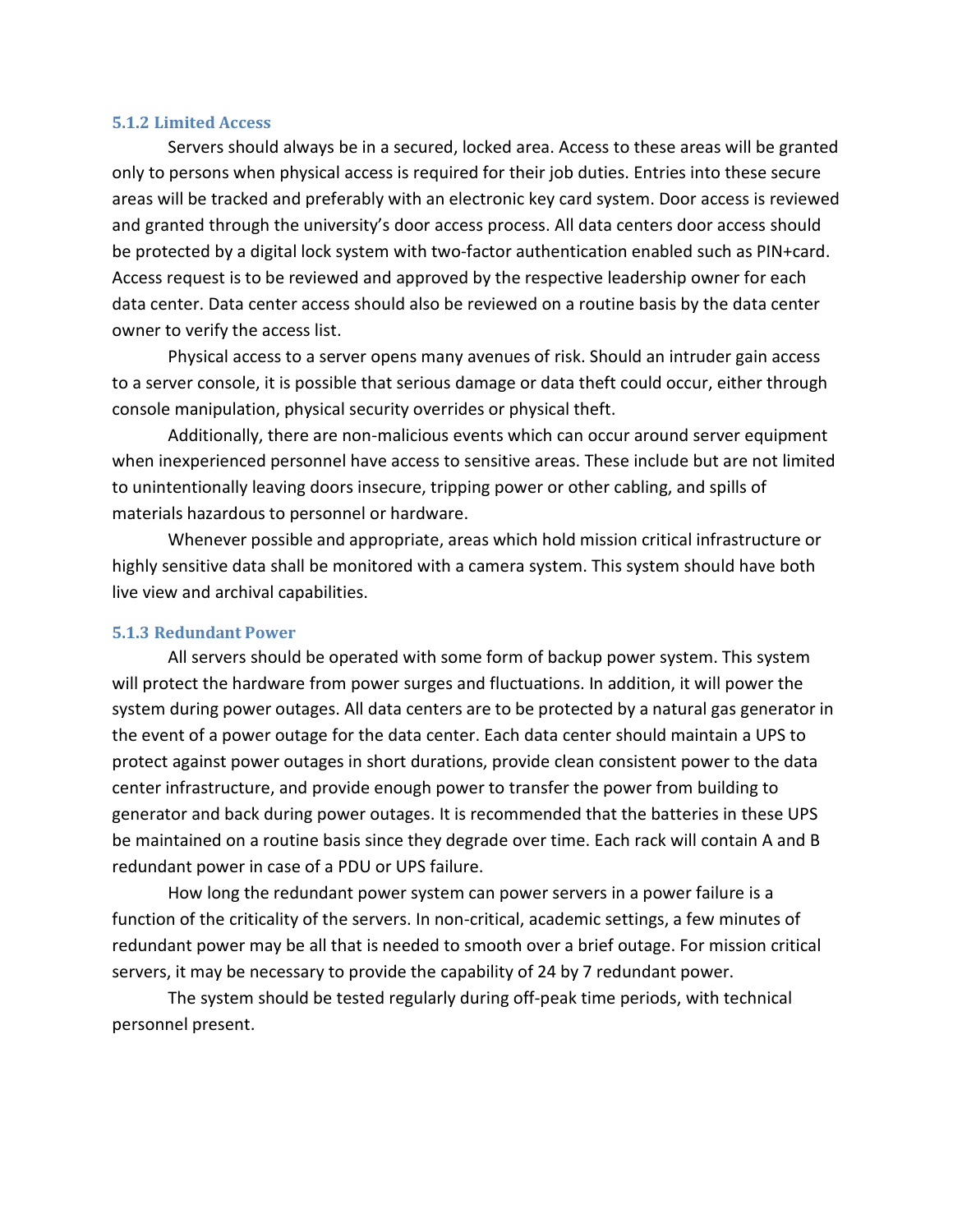### 5.1.2 Limited Access

Servers should always be in a secured, locked area. Access to these areas will be granted only to persons when physical access is required for their job duties. Entries into these secure areas will be tracked and preferably with an electronic key card system. Door access is reviewed and granted through the university's door access process. All data centers door access should be protected by a digital lock system with two-factor authentication enabled such as PIN+card. Access request is to be reviewed and approved by the respective leadership owner for each data center. Data center access should also be reviewed on a routine basis by the data center owner to verify the access list.

Physical access to a server opens many avenues of risk. Should an intruder gain access to a server console, it is possible that serious damage or data theft could occur, either through console manipulation, physical security overrides or physical theft.

Additionally, there are non-malicious events which can occur around server equipment when inexperienced personnel have access to sensitive areas. These include but are not limited to unintentionally leaving doors insecure, tripping power or other cabling, and spills of materials hazardous to personnel or hardware.

Whenever possible and appropriate, areas which hold mission critical infrastructure or highly sensitive data shall be monitored with a camera system. This system should have both live view and archival capabilities.

### 5.1.3 Redundant Power

All servers should be operated with some form of backup power system. This system will protect the hardware from power surges and fluctuations. In addition, it will power the system during power outages. All data centers are to be protected by a natural gas generator in the event of a power outage for the data center. Each data center should maintain a UPS to protect against power outages in short durations, provide clean consistent power to the data center infrastructure, and provide enough power to transfer the power from building to generator and back during power outages. It is recommended that the batteries in these UPS be maintained on a routine basis since they degrade over time. Each rack will contain A and B redundant power in case of a PDU or UPS failure.

How long the redundant power system can power servers in a power failure is a function of the criticality of the servers. In non-critical, academic settings, a few minutes of redundant power may be all that is needed to smooth over a brief outage. For mission critical servers, it may be necessary to provide the capability of 24 by 7 redundant power.

The system should be tested regularly during off-peak time periods, with technical personnel present.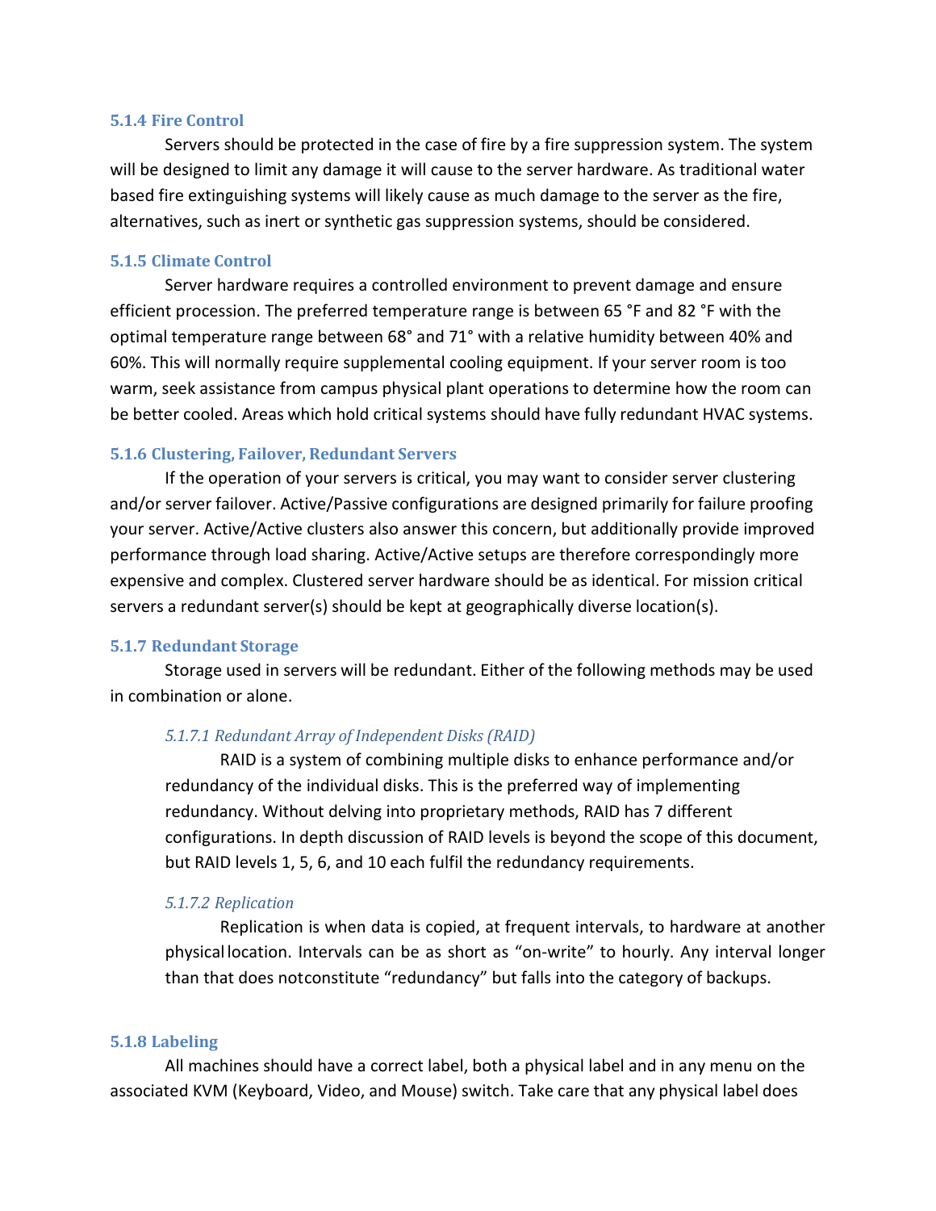### 5.1.4 Fire Control

Servers should be protected in the case of fire by a fire suppression system. The system will be designed to limit any damage it will cause to the server hardware. As traditional water based fire extinguishing systems will likely cause as much damage to the server as the fire, alternatives, such as inert or synthetic gas suppression systems, should be considered.

### 5.1.5 Climate Control

Server hardware requires a controlled environment to prevent damage and ensure efficient procession. The preferred temperature range is between 65 °F and 82 °F with the optimal temperature range between 68° and 71° with a relative humidity between 40% and 60%. This will normally require supplemental cooling equipment. If your server room is too warm, seek assistance from campus physical plant operations to determine how the room can be better cooled. Areas which hold critical systems should have fully redundant HVAC systems.

### 5.1.6 Clustering, Failover, Redundant Servers

If the operation of your servers is critical, you may want to consider server clustering and/or server failover. Active/Passive configurations are designed primarily for failure proofing your server. Active/Active clusters also answer this concern, but additionally provide improved performance through load sharing. Active/Active setups are therefore correspondingly more expensive and complex. Clustered server hardware should be as identical. For mission critical servers a redundant server(s) should be kept at geographically diverse location(s).

### 5.1.7 Redundant Storage

Storage used in servers will be redundant. Either of the following methods may be used in combination or alone.

#### *5.1.7.1 Redundant Array of Independent Disks (RAID)*

RAID is a system of combining multiple disks to enhance performance and/or redundancy of the individual disks. This is the preferred way of implementing redundancy. Without delving into proprietary methods, RAID has 7 different configurations. In depth discussion of RAID levels is beyond the scope of this document, but RAID levels 1, 5, 6, and 10 each fulfil the redundancy requirements.

#### *5.1.7.2 Replication*

Replication is when data is copied, at frequent intervals, to hardware at another physical location. Intervals can be as short as "on-write" to hourly. Any interval longer than that does notconstitute "redundancy" but falls into the category of backups.

### 5.1.8 Labeling

All machines should have a correct label, both a physical label and in any menu on the associated KVM (Keyboard, Video, and Mouse) switch. Take care that any physical label does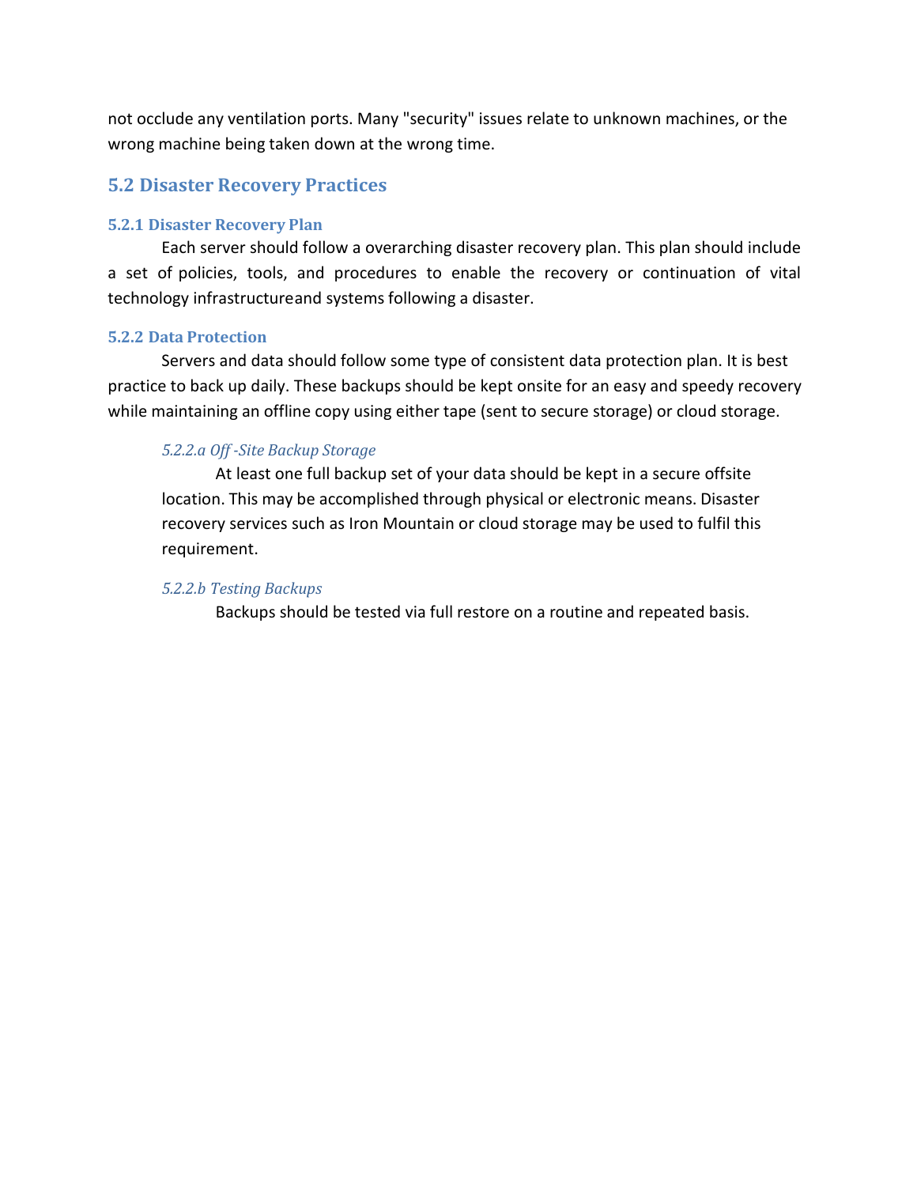not occlude any ventilation ports. Many "security" issues relate to unknown machines, or the wrong machine being taken down at the wrong time.

## 5.2 Disaster Recovery Practices

### 5.2.1 Disaster Recovery Plan

Each server should follow a overarching disaster recovery plan. This plan should include a set of policies, tools, and procedures to enable the recovery or continuation of vital technology infrastructureand systems following a disaster.

### 5.2.2 Data Protection

Servers and data should follow some type of consistent data protection plan. It is best practice to back up daily. These backups should be kept onsite for an easy and speedy recovery while maintaining an offline copy using either tape (sent to secure storage) or cloud storage.

#### *5.2.2.a Off -Site Backup Storage*

At least one full backup set of your data should be kept in a secure offsite location. This may be accomplished through physical or electronic means. Disaster recovery services such as Iron Mountain or cloud storage may be used to fulfil this requirement.

#### *5.2.2.b Testing Backups*

Backups should be tested via full restore on a routine and repeated basis.